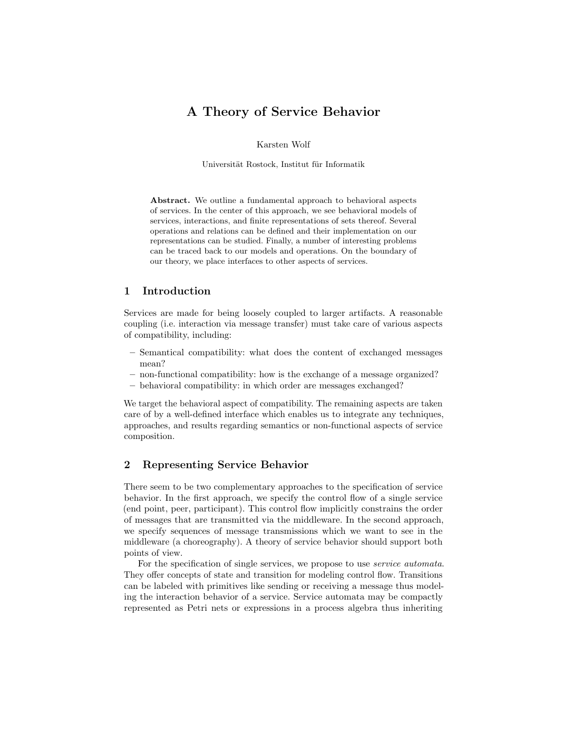# A Theory of Service Behavior

Karsten Wolf

Universität Rostock, Institut für Informatik

**Abstract.** We outline a fundamental approach to behavioral aspects of services. In the center of this approach, we see behavioral models of services, interactions, and finite representations of sets thereof. Several operations and relations can be defined and their implementation on our representations can be studied. Finally, a number of interesting problems can be traced back to our models and operations. On the boundary of our theory, we place interfaces to other aspects of services.

## 1 Introduction

Services are made for being loosely coupled to larger artifacts. A reasonable coupling (i.e. interaction via message transfer) must take care of various aspects of compatibility, including:

- Semantical compatibility: what does the content of exchanged messages mean?
- non-functional compatibility: how is the exchange of a message organized?
- behavioral compatibility: in which order are messages exchanged?

We target the behavioral aspect of compatibility. The remaining aspects are taken care of by a well-defined interface which enables us to integrate any techniques, approaches, and results regarding semantics or non-functional aspects of service composition.

## 2 Representing Service Behavior

There seem to be two complementary approaches to the specification of service behavior. In the first approach, we specify the control flow of a single service (end point, peer, participant). This control flow implicitly constrains the order of messages that are transmitted via the middleware. In the second approach, we specify sequences of message transmissions which we want to see in the middleware (a choreography). A theory of service behavior should support both points of view.

For the specification of single services, we propose to use *service automata*. They offer concepts of state and transition for modeling control flow. Transitions can be labeled with primitives like sending or receiving a message thus modeling the interaction behavior of a service. Service automata may be compactly represented as Petri nets or expressions in a process algebra thus inheriting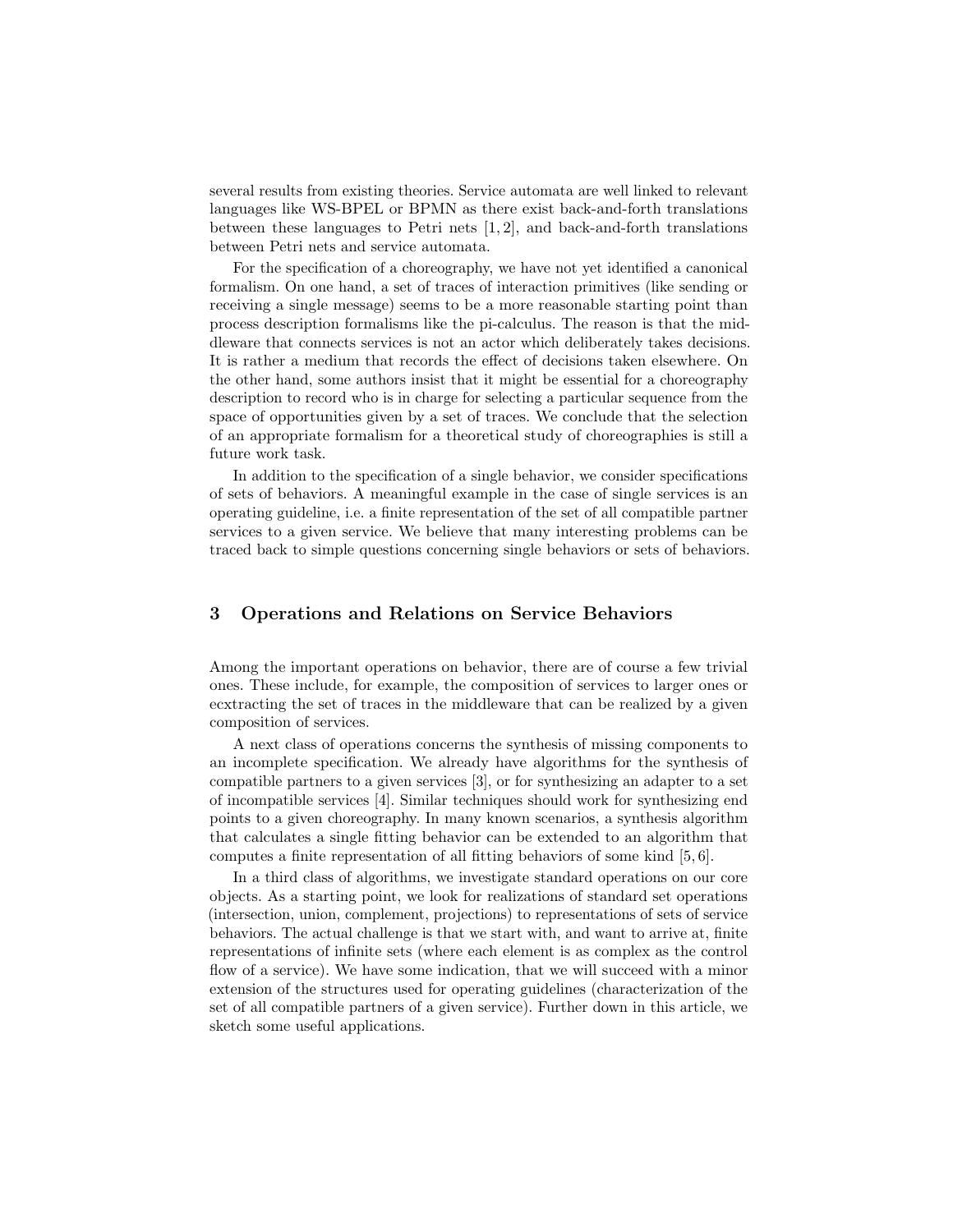several results from existing theories. Service automata are well linked to relevant languages like WS-BPEL or BPMN as there exist back-and-forth translations between these languages to Petri nets [1, 2], and back-and-forth translations between Petri nets and service automata.

For the specification of a choreography, we have not yet identified a canonical formalism. On one hand, a set of traces of interaction primitives (like sending or receiving a single message) seems to be a more reasonable starting point than process description formalisms like the pi-calculus. The reason is that the middleware that connects services is not an actor which deliberately takes decisions. It is rather a medium that records the effect of decisions taken elsewhere. On the other hand, some authors insist that it might be essential for a choreography description to record who is in charge for selecting a particular sequence from the space of opportunities given by a set of traces. We conclude that the selection of an appropriate formalism for a theoretical study of choreographies is still a future work task.

In addition to the specification of a single behavior, we consider specifications of sets of behaviors. A meaningful example in the case of single services is an operating guideline, i.e. a finite representation of the set of all compatible partner services to a given service. We believe that many interesting problems can be traced back to simple questions concerning single behaviors or sets of behaviors.

## 3 Operations and Relations on Service Behaviors

Among the important operations on behavior, there are of course a few trivial ones. These include, for example, the composition of services to larger ones or ecxtracting the set of traces in the middleware that can be realized by a given composition of services.

A next class of operations concerns the synthesis of missing components to an incomplete specification. We already have algorithms for the synthesis of compatible partners to a given services [3], or for synthesizing an adapter to a set of incompatible services [4]. Similar techniques should work for synthesizing end points to a given choreography. In many known scenarios, a synthesis algorithm that calculates a single fitting behavior can be extended to an algorithm that computes a finite representation of all fitting behaviors of some kind [5, 6].

In a third class of algorithms, we investigate standard operations on our core objects. As a starting point, we look for realizations of standard set operations (intersection, union, complement, projections) to representations of sets of service behaviors. The actual challenge is that we start with, and want to arrive at, finite representations of infinite sets (where each element is as complex as the control flow of a service). We have some indication, that we will succeed with a minor extension of the structures used for operating guidelines (characterization of the set of all compatible partners of a given service). Further down in this article, we sketch some useful applications.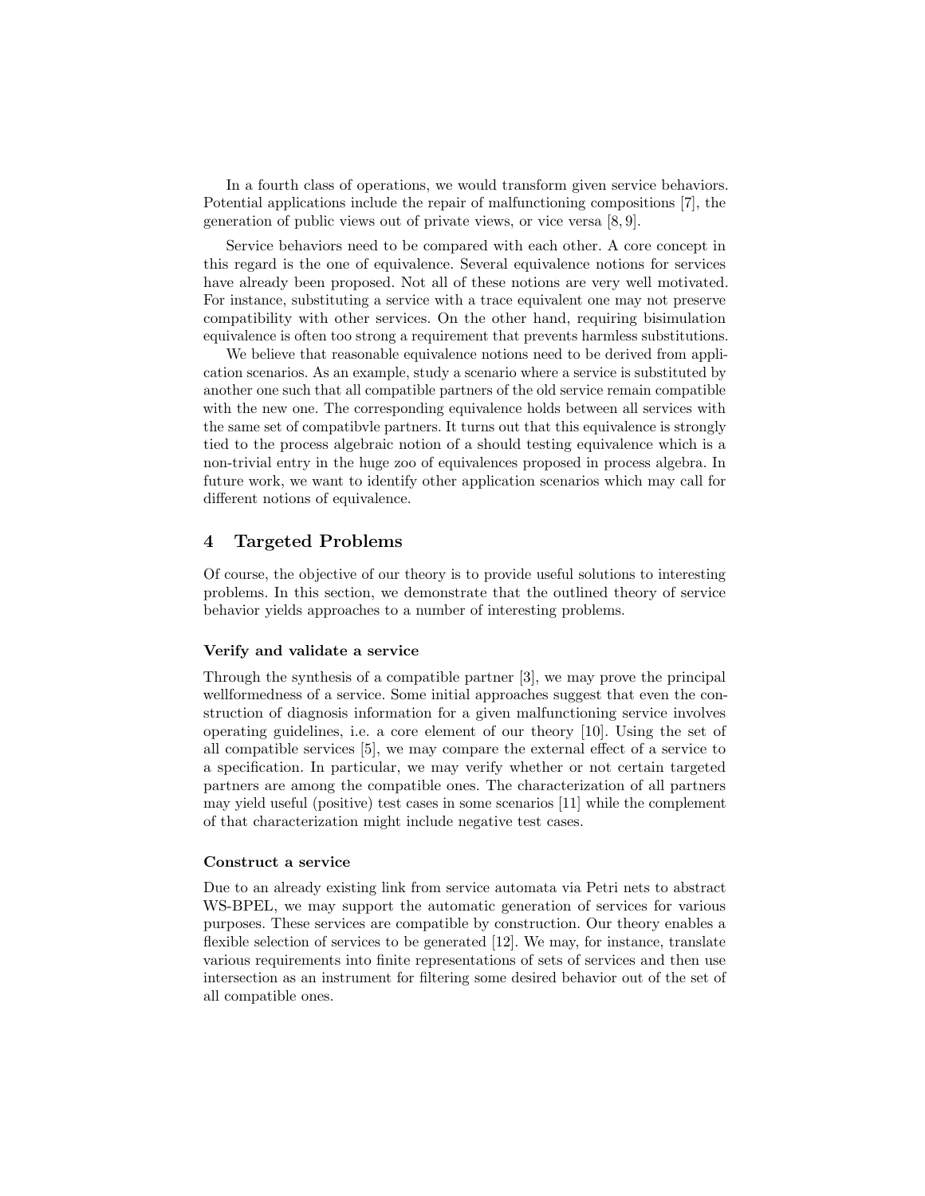In a fourth class of operations, we would transform given service behaviors. Potential applications include the repair of malfunctioning compositions [7], the generation of public views out of private views, or vice versa [8, 9].

Service behaviors need to be compared with each other. A core concept in this regard is the one of equivalence. Several equivalence notions for services have already been proposed. Not all of these notions are very well motivated. For instance, substituting a service with a trace equivalent one may not preserve compatibility with other services. On the other hand, requiring bisimulation equivalence is often too strong a requirement that prevents harmless substitutions.

We believe that reasonable equivalence notions need to be derived from application scenarios. As an example, study a scenario where a service is substituted by another one such that all compatible partners of the old service remain compatible with the new one. The corresponding equivalence holds between all services with the same set of compatibvle partners. It turns out that this equivalence is strongly tied to the process algebraic notion of a should testing equivalence which is a non-trivial entry in the huge zoo of equivalences proposed in process algebra. In future work, we want to identify other application scenarios which may call for different notions of equivalence.

## 4 Targeted Problems

Of course, the objective of our theory is to provide useful solutions to interesting problems. In this section, we demonstrate that the outlined theory of service behavior yields approaches to a number of interesting problems.

#### Verify and validate a service

Through the synthesis of a compatible partner [3], we may prove the principal wellformedness of a service. Some initial approaches suggest that even the construction of diagnosis information for a given malfunctioning service involves operating guidelines, i.e. a core element of our theory [10]. Using the set of all compatible services [5], we may compare the external effect of a service to a specification. In particular, we may verify whether or not certain targeted partners are among the compatible ones. The characterization of all partners may yield useful (positive) test cases in some scenarios [11] while the complement of that characterization might include negative test cases.

#### Construct a service

Due to an already existing link from service automata via Petri nets to abstract WS-BPEL, we may support the automatic generation of services for various purposes. These services are compatible by construction. Our theory enables a flexible selection of services to be generated [12]. We may, for instance, translate various requirements into finite representations of sets of services and then use intersection as an instrument for filtering some desired behavior out of the set of all compatible ones.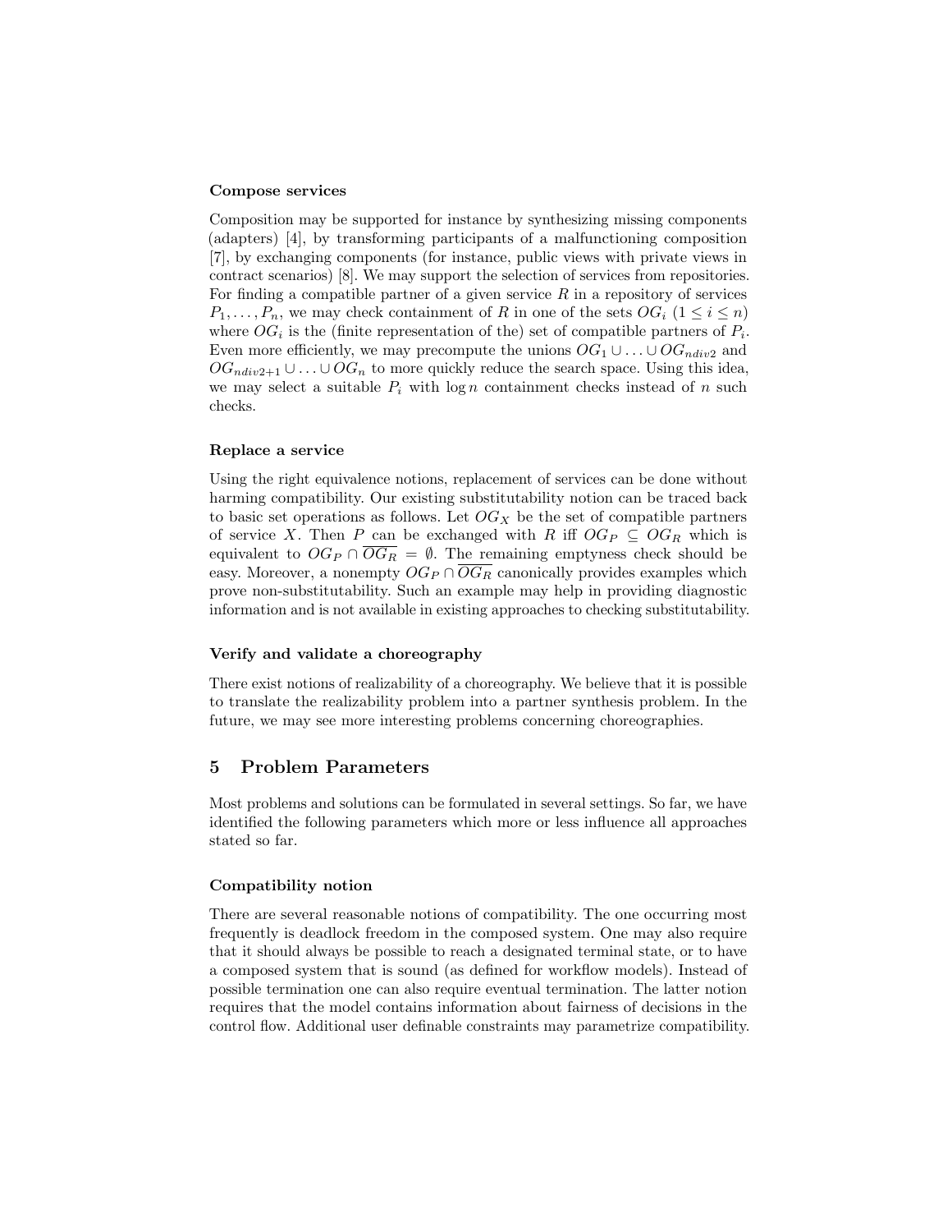### Compose services

Composition may be supported for instance by synthesizing missing components (adapters) [4], by transforming participants of a malfunctioning composition [7], by exchanging components (for instance, public views with private views in contract scenarios) [8]. We may support the selection of services from repositories. For finding a compatible partner of a given service $R$ in a repository of services $P_1, \ldots, P_n$, we may check containment of $R$ in one of the sets $OG_i$ ($1 \leq i \leq n$) where $OG_i$ is the (finite representation of the) set of compatible partners of $P_i$. Even more efficiently, we may precompute the unions $OG_1 \cup \ldots \cup OG_{ndiv2}$ and $OG_{ndiv2+1} \cup \ldots \cup OG_n$ to more quickly reduce the search space. Using this idea, we may select a suitable $P_i$ with $\log n$ containment checks instead of $n$ such checks.

### Replace a service

Using the right equivalence notions, replacement of services can be done without harming compatibility. Our existing substitutability notion can be traced back to basic set operations as follows. Let $OG_X$ be the set of compatible partners of service $X$. Then $P$ can be exchanged with $R$ iff $OG_P \subseteq OG_R$ which is equivalent to $OG_P \cap \overline{OG_R} = \emptyset$. The remaining emptyness check should be easy. Moreover, a nonempty $OG_P \cap \overline{OG_R}$ canonically provides examples which prove non-substitutability. Such an example may help in providing diagnostic information and is not available in existing approaches to checking substitutability.

### Verify and validate a choreography

There exist notions of realizability of a choreography. We believe that it is possible to translate the realizability problem into a partner synthesis problem. In the future, we may see more interesting problems concerning choreographies.

## 5 Problem Parameters

Most problems and solutions can be formulated in several settings. So far, we have identified the following parameters which more or less influence all approaches stated so far.

### Compatibility notion

There are several reasonable notions of compatibility. The one occurring most frequently is deadlock freedom in the composed system. One may also require that it should always be possible to reach a designated terminal state, or to have a composed system that is sound (as defined for workflow models). Instead of possible termination one can also require eventual termination. The latter notion requires that the model contains information about fairness of decisions in the control flow. Additional user definable constraints may parametrize compatibility.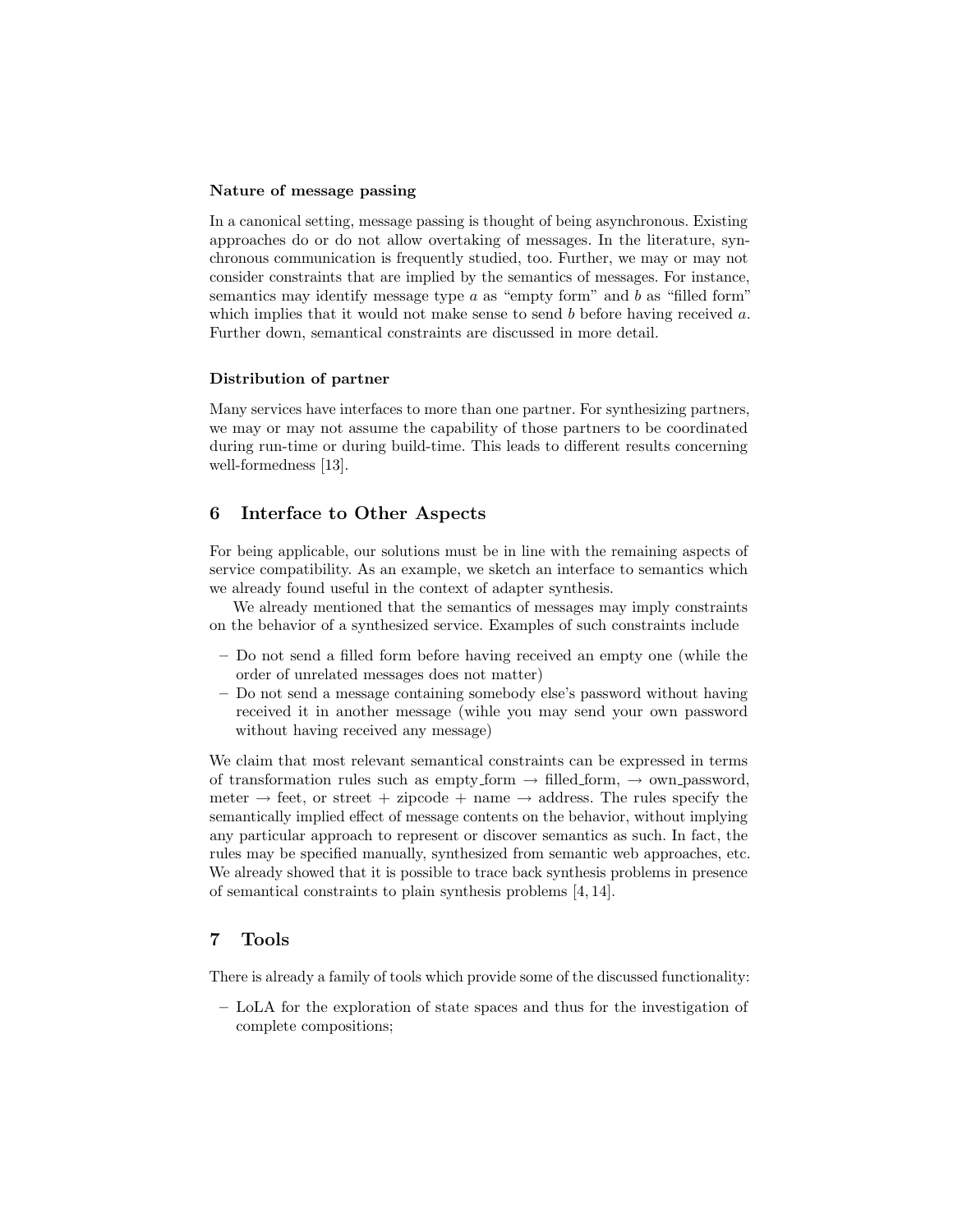### Nature of message passing

In a canonical setting, message passing is thought of being asynchronous. Existing approaches do or do not allow overtaking of messages. In the literature, synchronous communication is frequently studied, too. Further, we may or may not consider constraints that are implied by the semantics of messages. For instance, semantics may identify message type $a$ as "empty form" and $b$ as "filled form" which implies that it would not make sense to send $b$ before having received $a$. Further down, semantical constraints are discussed in more detail.

### Distribution of partner

Many services have interfaces to more than one partner. For synthesizing partners, we may or may not assume the capability of those partners to be coordinated during run-time or during build-time. This leads to different results concerning well-formedness [13].

## 6 Interface to Other Aspects

For being applicable, our solutions must be in line with the remaining aspects of service compatibility. As an example, we sketch an interface to semantics which we already found useful in the context of adapter synthesis.

We already mentioned that the semantics of messages may imply constraints on the behavior of a synthesized service. Examples of such constraints include

- Do not send a filled form before having received an empty one (while the order of unrelated messages does not matter)
- Do not send a message containing somebody else's password without having received it in another message (wihle you may send your own password without having received any message)

We claim that most relevant semantical constraints can be expressed in terms of transformation rules such as empty_form → filled_form, → own_password, meter → feet, or street + zipcode + name → address. The rules specify the semantically implied effect of message contents on the behavior, without implying any particular approach to represent or discover semantics as such. In fact, the rules may be specified manually, synthesized from semantic web approaches, etc. We already showed that it is possible to trace back synthesis problems in presence of semantical constraints to plain synthesis problems [4, 14].

## 7 Tools

There is already a family of tools which provide some of the discussed functionality:

- LoLA for the exploration of state spaces and thus for the investigation of complete compositions;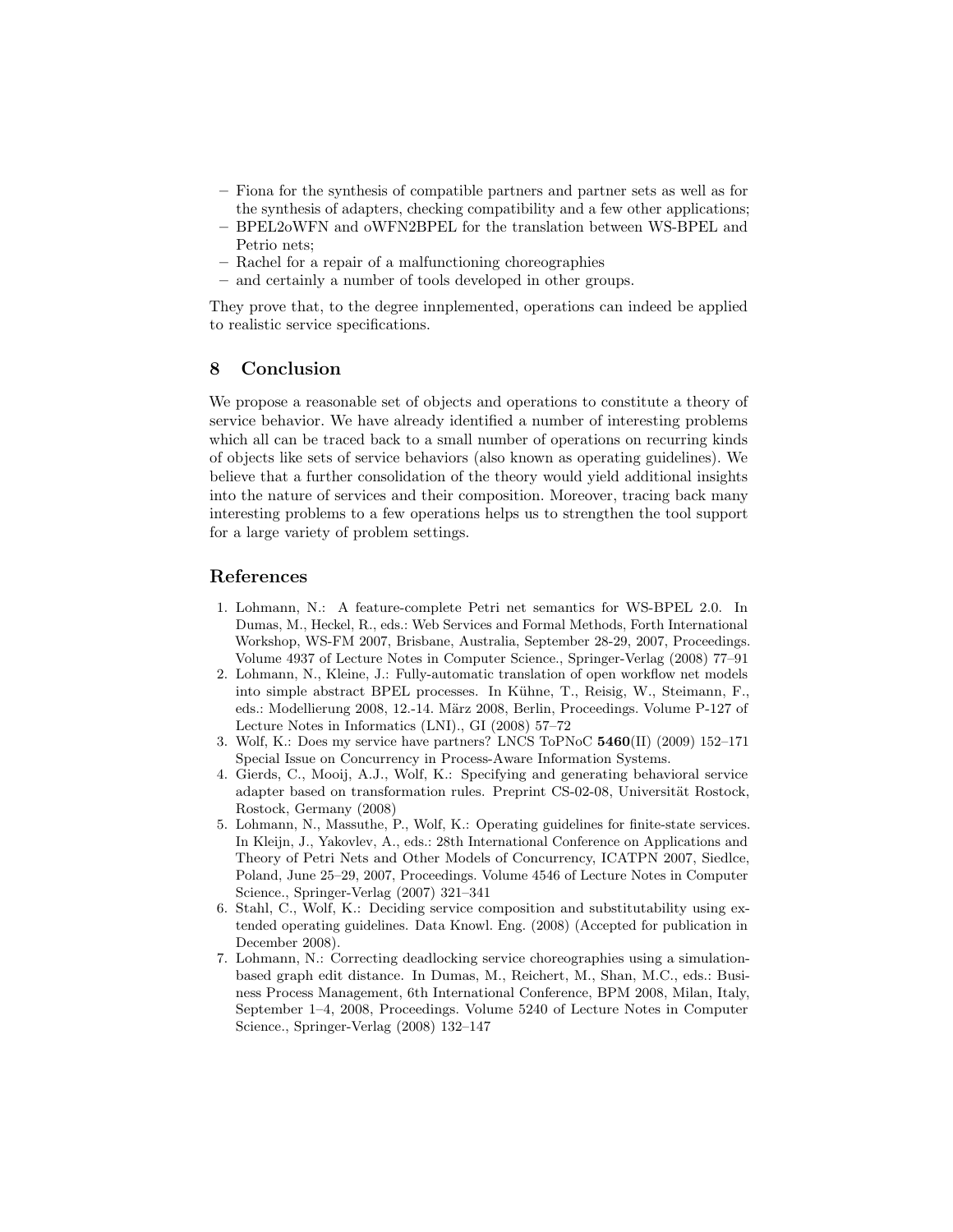- Fiona for the synthesis of compatible partners and partner sets as well as for the synthesis of adapters, checking compatibility and a few other applications;
- BPEL2oWFN and oWFN2BPEL for the translation between WS-BPEL and Petrio nets;
- Rachel for a repair of a malfunctioning choreographies
- and certainly a number of tools developed in other groups.

They prove that, to the degree innplemented, operations can indeed be applied to realistic service specifications.

## 8 Conclusion

We propose a reasonable set of objects and operations to constitute a theory of service behavior. We have already identified a number of interesting problems which all can be traced back to a small number of operations on recurring kinds of objects like sets of service behaviors (also known as operating guidelines). We believe that a further consolidation of the theory would yield additional insights into the nature of services and their composition. Moreover, tracing back many interesting problems to a few operations helps us to strengthen the tool support for a large variety of problem settings.

## References

1. Lohmann, N.: A feature-complete Petri net semantics for WS-BPEL 2.0. In Dumas, M., Heckel, R., eds.: Web Services and Formal Methods, Forth International Workshop, WS-FM 2007, Brisbane, Australia, September 28-29, 2007, Proceedings. Volume 4937 of Lecture Notes in Computer Science., Springer-Verlag (2008) 77–91
2. Lohmann, N., Kleine, J.: Fully-automatic translation of open workflow net models into simple abstract BPEL processes. In Kühne, T., Reisig, W., Steimann, F., eds.: Modellierung 2008, 12.-14. März 2008, Berlin, Proceedings. Volume P-127 of Lecture Notes in Informatics (LNI)., GI (2008) 57–72
3. Wolf, K.: Does my service have partners? LNCS ToPNoC **5460**(II) (2009) 152–171 Special Issue on Concurrency in Process-Aware Information Systems.
4. Gierds, C., Mooij, A.J., Wolf, K.: Specifying and generating behavioral service adapter based on transformation rules. Preprint CS-02-08, Universität Rostock, Rostock, Germany (2008)
5. Lohmann, N., Massuthe, P., Wolf, K.: Operating guidelines for finite-state services. In Kleijn, J., Yakovlev, A., eds.: 28th International Conference on Applications and Theory of Petri Nets and Other Models of Concurrency, ICATPN 2007, Siedlce, Poland, June 25–29, 2007, Proceedings. Volume 4546 of Lecture Notes in Computer Science., Springer-Verlag (2007) 321–341
6. Stahl, C., Wolf, K.: Deciding service composition and substitutability using extended operating guidelines. Data Knowl. Eng. (2008) (Accepted for publication in December 2008).
7. Lohmann, N.: Correcting deadlocking service choreographies using a simulation-based graph edit distance. In Dumas, M., Reichert, M., Shan, M.C., eds.: Business Process Management, 6th International Conference, BPM 2008, Milan, Italy, September 1–4, 2008, Proceedings. Volume 5240 of Lecture Notes in Computer Science., Springer-Verlag (2008) 132–147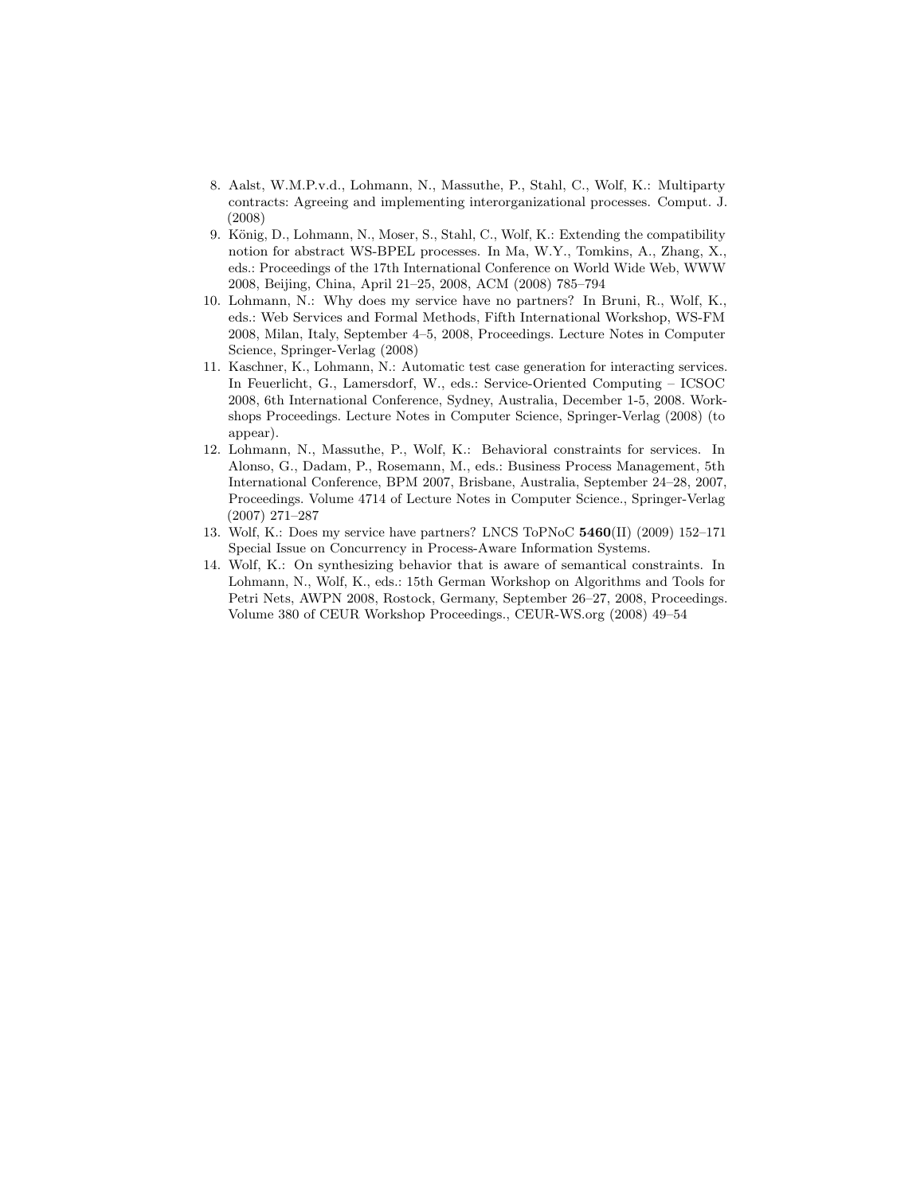8. Aalst, W.M.P.v.d., Lohmann, N., Massuthe, P., Stahl, C., Wolf, K.: Multiparty contracts: Agreeing and implementing interorganizational processes. Comput. J. (2008)
9. König, D., Lohmann, N., Moser, S., Stahl, C., Wolf, K.: Extending the compatibility notion for abstract WS-BPEL processes. In Ma, W.Y., Tomkins, A., Zhang, X., eds.: Proceedings of the 17th International Conference on World Wide Web, WWW 2008, Beijing, China, April 21–25, 2008, ACM (2008) 785–794
10. Lohmann, N.: Why does my service have no partners? In Bruni, R., Wolf, K., eds.: Web Services and Formal Methods, Fifth International Workshop, WS-FM 2008, Milan, Italy, September 4–5, 2008, Proceedings. Lecture Notes in Computer Science, Springer-Verlag (2008)
11. Kaschner, K., Lohmann, N.: Automatic test case generation for interacting services. In Feuerlicht, G., Lamersdorf, W., eds.: Service-Oriented Computing – ICSOC 2008, 6th International Conference, Sydney, Australia, December 1-5, 2008. Workshops Proceedings. Lecture Notes in Computer Science, Springer-Verlag (2008) (to appear).
12. Lohmann, N., Massuthe, P., Wolf, K.: Behavioral constraints for services. In Alonso, G., Dadam, P., Rosemann, M., eds.: Business Process Management, 5th International Conference, BPM 2007, Brisbane, Australia, September 24–28, 2007, Proceedings. Volume 4714 of Lecture Notes in Computer Science., Springer-Verlag (2007) 271–287
13. Wolf, K.: Does my service have partners? LNCS ToPNoC **5460**(II) (2009) 152–171 Special Issue on Concurrency in Process-Aware Information Systems.
14. Wolf, K.: On synthesizing behavior that is aware of semantical constraints. In Lohmann, N., Wolf, K., eds.: 15th German Workshop on Algorithms and Tools for Petri Nets, AWPN 2008, Rostock, Germany, September 26–27, 2008, Proceedings. Volume 380 of CEUR Workshop Proceedings., CEUR-WS.org (2008) 49–54